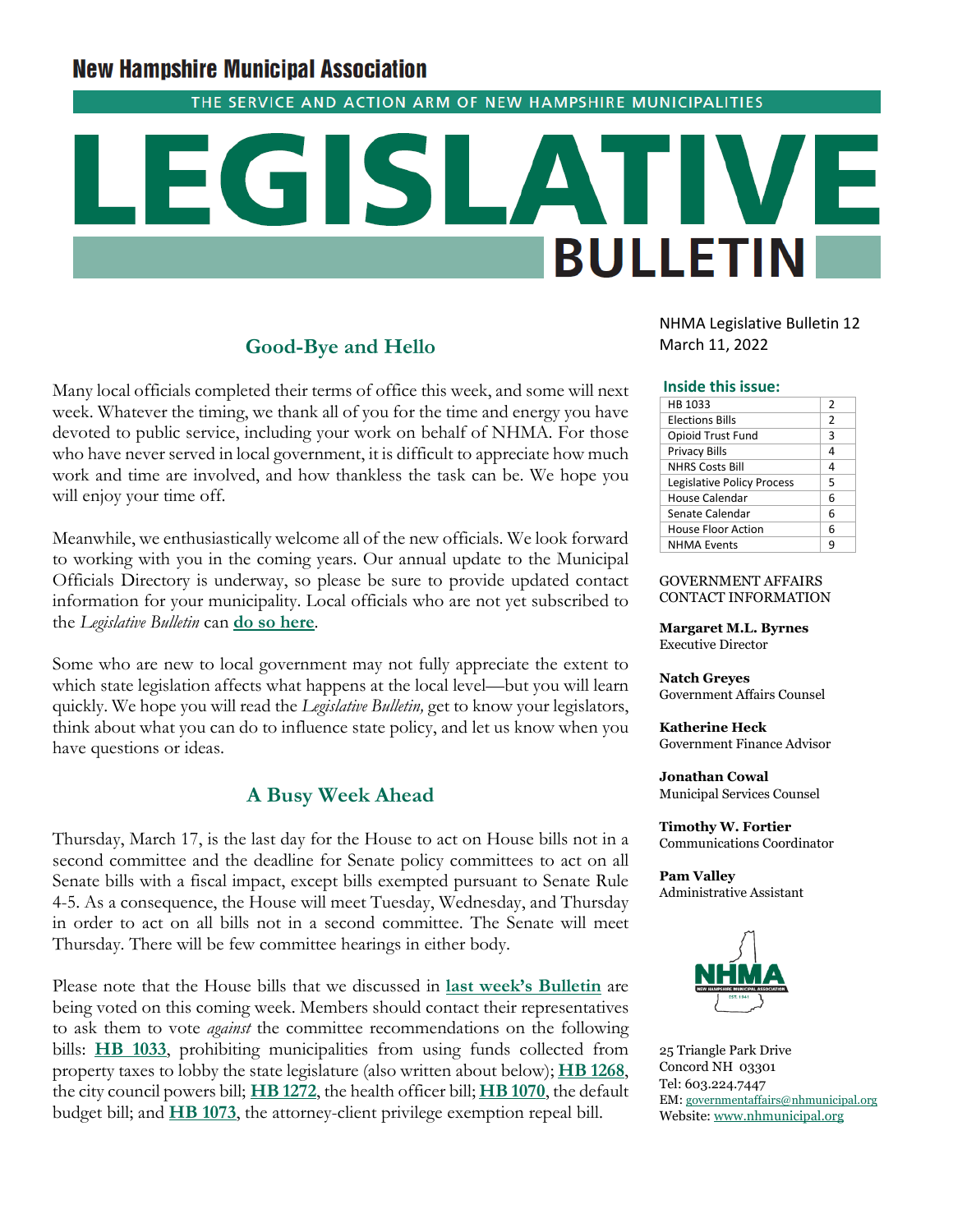# New Hampshire Municipal Association

THE SERVICE AND ACTION ARM OF NEW HAMPSHIRE MUNICIPALITIES

# LEGISLATIVE BULLETIN

NHMA Legislative Bulletin 12
March 11, 2022

**Inside this issue:**

| | |
|---|---|
| HB 1033 | 2 |
| Elections Bills | 2 |
| Opioid Trust Fund | 3 |
| Privacy Bills | 4 |
| NHRS Costs Bill | 4 |
| Legislative Policy Process | 5 |
| House Calendar | 6 |
| Senate Calendar | 6 |
| House Floor Action | 6 |
| NHMA Events | 9 |

GOVERNMENT AFFAIRS CONTACT INFORMATION

**Margaret M.L. Byrnes**
Executive Director

**Natch Greyes**
Government Affairs Counsel

**Katherine Heck**
Government Finance Advisor

**Jonathan Cowal**
Municipal Services Counsel

**Timothy W. Fortier**
Communications Coordinator

**Pam Valley**
Administrative Assistant

25 Triangle Park Drive
Concord NH 03301
Tel: 603.224.7447
EM: governmentaffairs@nhmunicipal.org
Website: www.nhmunicipal.org

## Good-Bye and Hello

Many local officials completed their terms of office this week, and some will next week. Whatever the timing, we thank all of you for the time and energy you have devoted to public service, including your work on behalf of NHMA. For those who have never served in local government, it is difficult to appreciate how much work and time are involved, and how thankless the task can be. We hope you will enjoy your time off.

Meanwhile, we enthusiastically welcome all of the new officials. We look forward to working with you in the coming years. Our annual update to the Municipal Officials Directory is underway, so please be sure to provide updated contact information for your municipality. Local officials who are not yet subscribed to the *Legislative Bulletin* can **do so here**.

Some who are new to local government may not fully appreciate the extent to which state legislation affects what happens at the local level—but you will learn quickly. We hope you will read the *Legislative Bulletin,* get to know your legislators, think about what you can do to influence state policy, and let us know when you have questions or ideas.

## A Busy Week Ahead

Thursday, March 17, is the last day for the House to act on House bills not in a second committee and the deadline for Senate policy committees to act on all Senate bills with a fiscal impact, except bills exempted pursuant to Senate Rule 4-5. As a consequence, the House will meet Tuesday, Wednesday, and Thursday in order to act on all bills not in a second committee. The Senate will meet Thursday. There will be few committee hearings in either body.

Please note that the House bills that we discussed in **last week's Bulletin** are being voted on this coming week. Members should contact their representatives to ask them to vote *against* the committee recommendations on the following bills: **HB 1033**, prohibiting municipalities from using funds collected from property taxes to lobby the state legislature (also written about below); **HB 1268**, the city council powers bill; **HB 1272**, the health officer bill; **HB 1070**, the default budget bill; and **HB 1073**, the attorney-client privilege exemption repeal bill.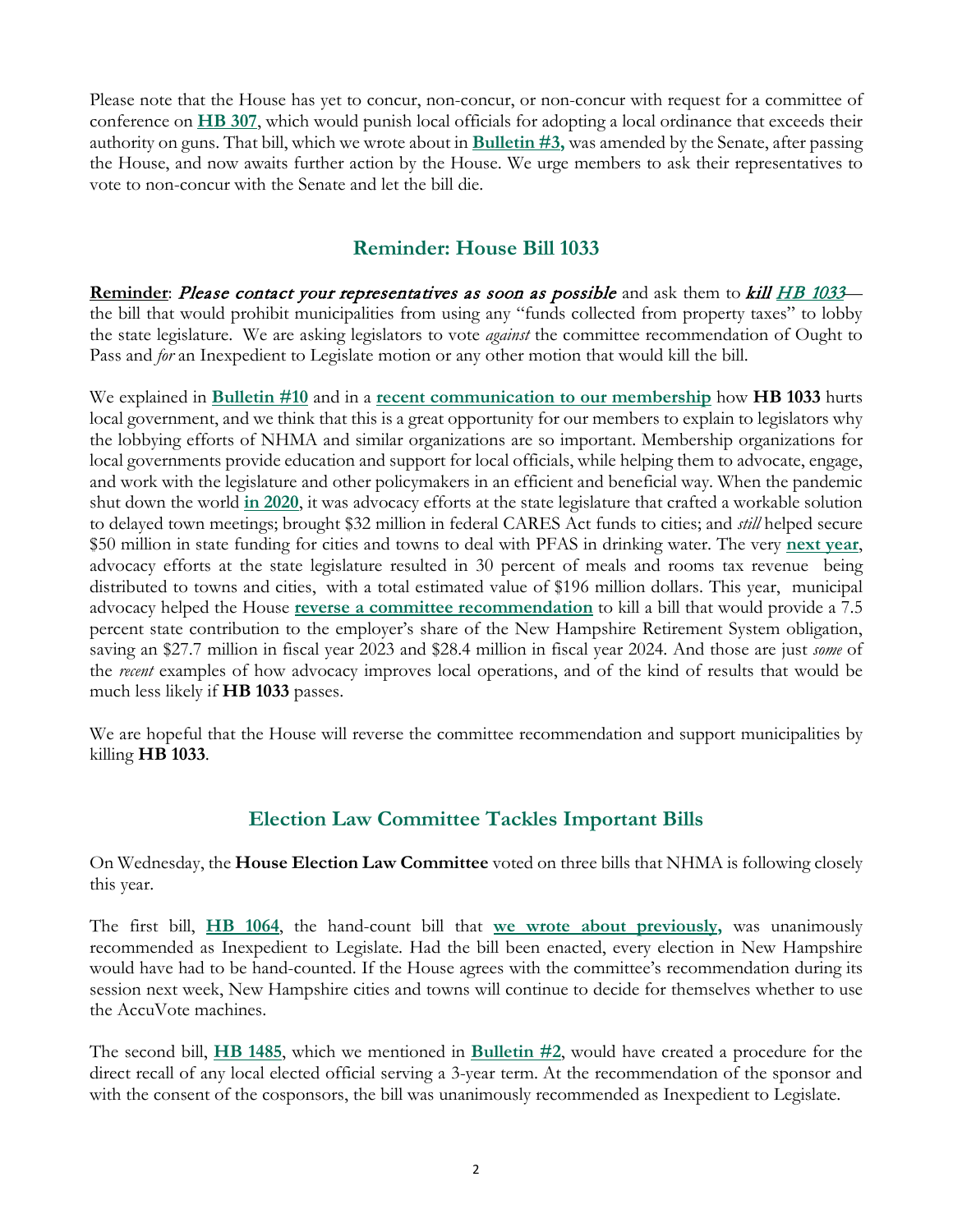Please note that the House has yet to concur, non-concur, or non-concur with request for a committee of conference on **HB 307**, which would punish local officials for adopting a local ordinance that exceeds their authority on guns. That bill, which we wrote about in **Bulletin #3,** was amended by the Senate, after passing the House, and now awaits further action by the House. We urge members to ask their representatives to vote to non-concur with the Senate and let the bill die.

## Reminder: House Bill 1033

**Reminder**: *Please contact your representatives as soon as possible* and ask them to *kill HB 1033*— the bill that would prohibit municipalities from using any "funds collected from property taxes" to lobby the state legislature. We are asking legislators to vote *against* the committee recommendation of Ought to Pass and *for* an Inexpedient to Legislate motion or any other motion that would kill the bill.

We explained in **Bulletin #10** and in a **recent communication to our membership** how **HB 1033** hurts local government, and we think that this is a great opportunity for our members to explain to legislators why the lobbying efforts of NHMA and similar organizations are so important. Membership organizations for local governments provide education and support for local officials, while helping them to advocate, engage, and work with the legislature and other policymakers in an efficient and beneficial way. When the pandemic shut down the world **in 2020**, it was advocacy efforts at the state legislature that crafted a workable solution to delayed town meetings; brought $32 million in federal CARES Act funds to cities; and *still* helped secure $50 million in state funding for cities and towns to deal with PFAS in drinking water. The very **next year**, advocacy efforts at the state legislature resulted in 30 percent of meals and rooms tax revenue being distributed to towns and cities, with a total estimated value of $196 million dollars. This year, municipal advocacy helped the House **reverse a committee recommendation** to kill a bill that would provide a 7.5 percent state contribution to the employer's share of the New Hampshire Retirement System obligation, saving an $27.7 million in fiscal year 2023 and $28.4 million in fiscal year 2024. And those are just *some* of the *recent* examples of how advocacy improves local operations, and of the kind of results that would be much less likely if **HB 1033** passes.

We are hopeful that the House will reverse the committee recommendation and support municipalities by killing **HB 1033**.

## Election Law Committee Tackles Important Bills

On Wednesday, the **House Election Law Committee** voted on three bills that NHMA is following closely this year.

The first bill, **HB 1064**, the hand-count bill that **we wrote about previously,** was unanimously recommended as Inexpedient to Legislate. Had the bill been enacted, every election in New Hampshire would have had to be hand-counted. If the House agrees with the committee's recommendation during its session next week, New Hampshire cities and towns will continue to decide for themselves whether to use the AccuVote machines.

The second bill, **HB 1485**, which we mentioned in **Bulletin #2**, would have created a procedure for the direct recall of any local elected official serving a 3-year term. At the recommendation of the sponsor and with the consent of the cosponsors, the bill was unanimously recommended as Inexpedient to Legislate.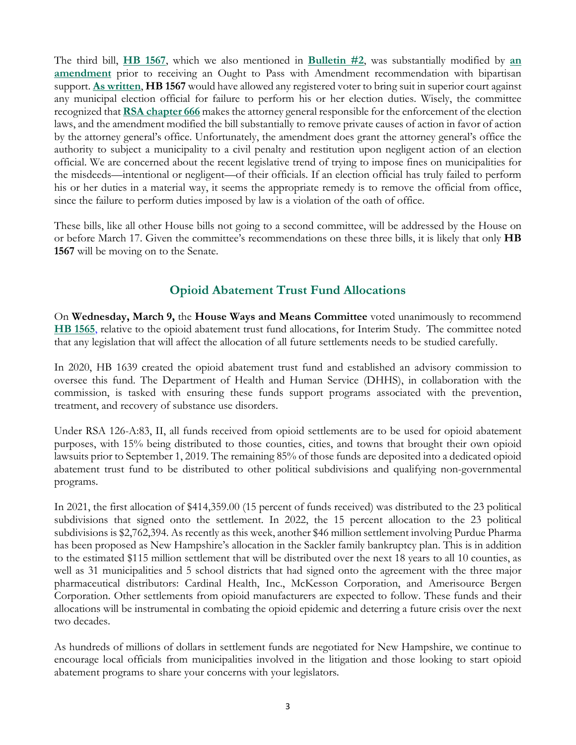The third bill, **HB 1567**, which we also mentioned in **Bulletin #2**, was substantially modified by **an amendment** prior to receiving an Ought to Pass with Amendment recommendation with bipartisan support. **As written**, **HB 1567** would have allowed any registered voter to bring suit in superior court against any municipal election official for failure to perform his or her election duties. Wisely, the committee recognized that **RSA chapter 666** makes the attorney general responsible for the enforcement of the election laws, and the amendment modified the bill substantially to remove private causes of action in favor of action by the attorney general's office. Unfortunately, the amendment does grant the attorney general's office the authority to subject a municipality to a civil penalty and restitution upon negligent action of an election official. We are concerned about the recent legislative trend of trying to impose fines on municipalities for the misdeeds—intentional or negligent—of their officials. If an election official has truly failed to perform his or her duties in a material way, it seems the appropriate remedy is to remove the official from office, since the failure to perform duties imposed by law is a violation of the oath of office.

These bills, like all other House bills not going to a second committee, will be addressed by the House on or before March 17. Given the committee's recommendations on these three bills, it is likely that only **HB 1567** will be moving on to the Senate.

## Opioid Abatement Trust Fund Allocations

On **Wednesday, March 9,** the **House Ways and Means Committee** voted unanimously to recommend **HB 1565**, relative to the opioid abatement trust fund allocations, for Interim Study. The committee noted that any legislation that will affect the allocation of all future settlements needs to be studied carefully.

In 2020, HB 1639 created the opioid abatement trust fund and established an advisory commission to oversee this fund. The Department of Health and Human Service (DHHS), in collaboration with the commission, is tasked with ensuring these funds support programs associated with the prevention, treatment, and recovery of substance use disorders.

Under RSA 126-A:83, II, all funds received from opioid settlements are to be used for opioid abatement purposes, with 15% being distributed to those counties, cities, and towns that brought their own opioid lawsuits prior to September 1, 2019. The remaining 85% of those funds are deposited into a dedicated opioid abatement trust fund to be distributed to other political subdivisions and qualifying non-governmental programs.

In 2021, the first allocation of $414,359.00 (15 percent of funds received) was distributed to the 23 political subdivisions that signed onto the settlement. In 2022, the 15 percent allocation to the 23 political subdivisions is $2,762,394. As recently as this week, another $46 million settlement involving Purdue Pharma has been proposed as New Hampshire's allocation in the Sackler family bankruptcy plan. This is in addition to the estimated $115 million settlement that will be distributed over the next 18 years to all 10 counties, as well as 31 municipalities and 5 school districts that had signed onto the agreement with the three major pharmaceutical distributors: Cardinal Health, Inc., McKesson Corporation, and Amerisource Bergen Corporation. Other settlements from opioid manufacturers are expected to follow. These funds and their allocations will be instrumental in combating the opioid epidemic and deterring a future crisis over the next two decades.

As hundreds of millions of dollars in settlement funds are negotiated for New Hampshire, we continue to encourage local officials from municipalities involved in the litigation and those looking to start opioid abatement programs to share your concerns with your legislators.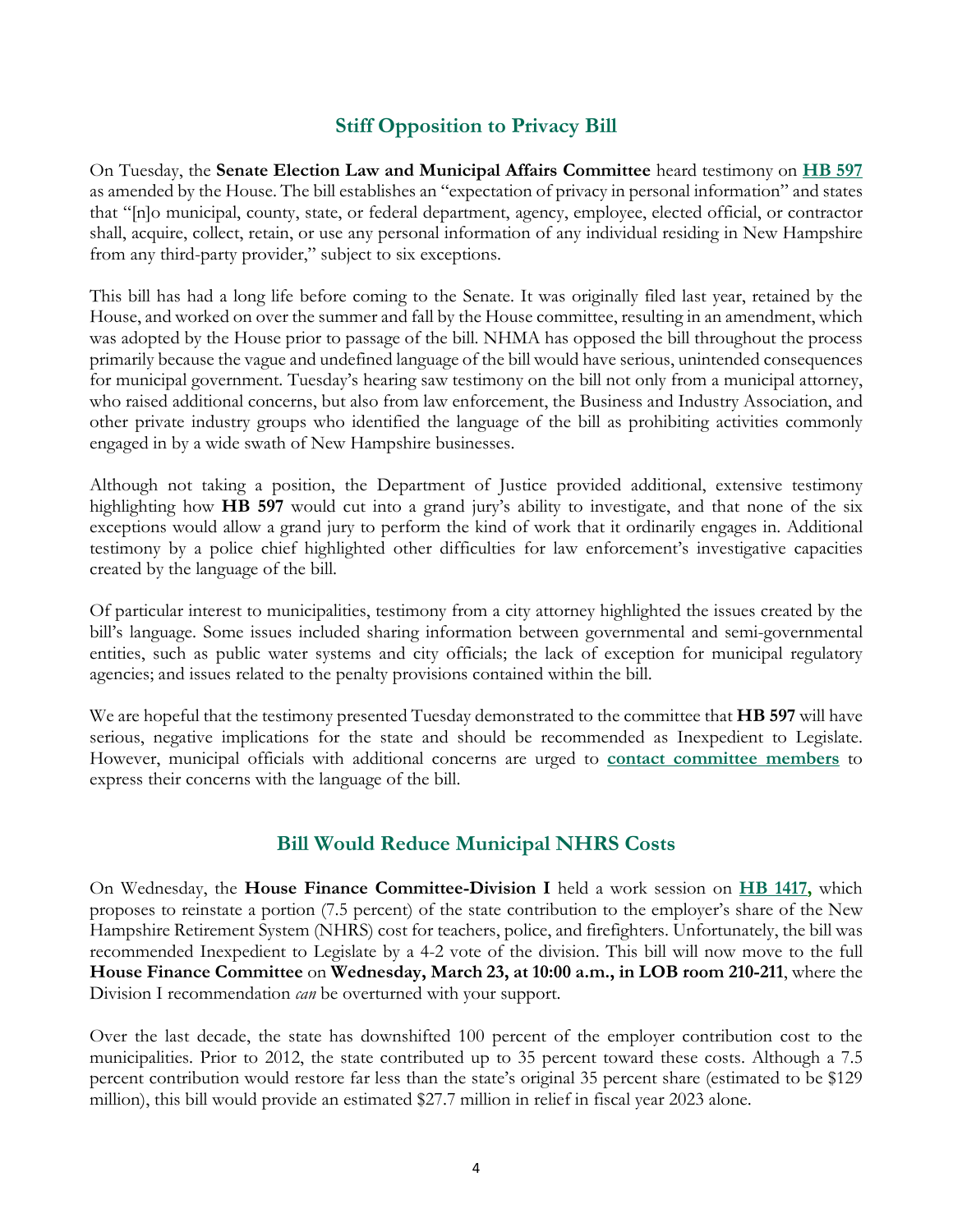## Stiff Opposition to Privacy Bill

On Tuesday, the **Senate Election Law and Municipal Affairs Committee** heard testimony on **HB 597** as amended by the House. The bill establishes an "expectation of privacy in personal information" and states that "[n]o municipal, county, state, or federal department, agency, employee, elected official, or contractor shall, acquire, collect, retain, or use any personal information of any individual residing in New Hampshire from any third-party provider," subject to six exceptions.

This bill has had a long life before coming to the Senate. It was originally filed last year, retained by the House, and worked on over the summer and fall by the House committee, resulting in an amendment, which was adopted by the House prior to passage of the bill. NHMA has opposed the bill throughout the process primarily because the vague and undefined language of the bill would have serious, unintended consequences for municipal government. Tuesday's hearing saw testimony on the bill not only from a municipal attorney, who raised additional concerns, but also from law enforcement, the Business and Industry Association, and other private industry groups who identified the language of the bill as prohibiting activities commonly engaged in by a wide swath of New Hampshire businesses.

Although not taking a position, the Department of Justice provided additional, extensive testimony highlighting how **HB 597** would cut into a grand jury's ability to investigate, and that none of the six exceptions would allow a grand jury to perform the kind of work that it ordinarily engages in. Additional testimony by a police chief highlighted other difficulties for law enforcement's investigative capacities created by the language of the bill.

Of particular interest to municipalities, testimony from a city attorney highlighted the issues created by the bill's language. Some issues included sharing information between governmental and semi-governmental entities, such as public water systems and city officials; the lack of exception for municipal regulatory agencies; and issues related to the penalty provisions contained within the bill.

We are hopeful that the testimony presented Tuesday demonstrated to the committee that **HB 597** will have serious, negative implications for the state and should be recommended as Inexpedient to Legislate. However, municipal officials with additional concerns are urged to **contact committee members** to express their concerns with the language of the bill.

## Bill Would Reduce Municipal NHRS Costs

On Wednesday, the **House Finance Committee-Division I** held a work session on **HB 1417,** which proposes to reinstate a portion (7.5 percent) of the state contribution to the employer's share of the New Hampshire Retirement System (NHRS) cost for teachers, police, and firefighters. Unfortunately, the bill was recommended Inexpedient to Legislate by a 4-2 vote of the division. This bill will now move to the full **House Finance Committee** on **Wednesday, March 23, at 10:00 a.m., in LOB room 210-211**, where the Division I recommendation *can* be overturned with your support.

Over the last decade, the state has downshifted 100 percent of the employer contribution cost to the municipalities. Prior to 2012, the state contributed up to 35 percent toward these costs. Although a 7.5 percent contribution would restore far less than the state's original 35 percent share (estimated to be $129 million), this bill would provide an estimated $27.7 million in relief in fiscal year 2023 alone.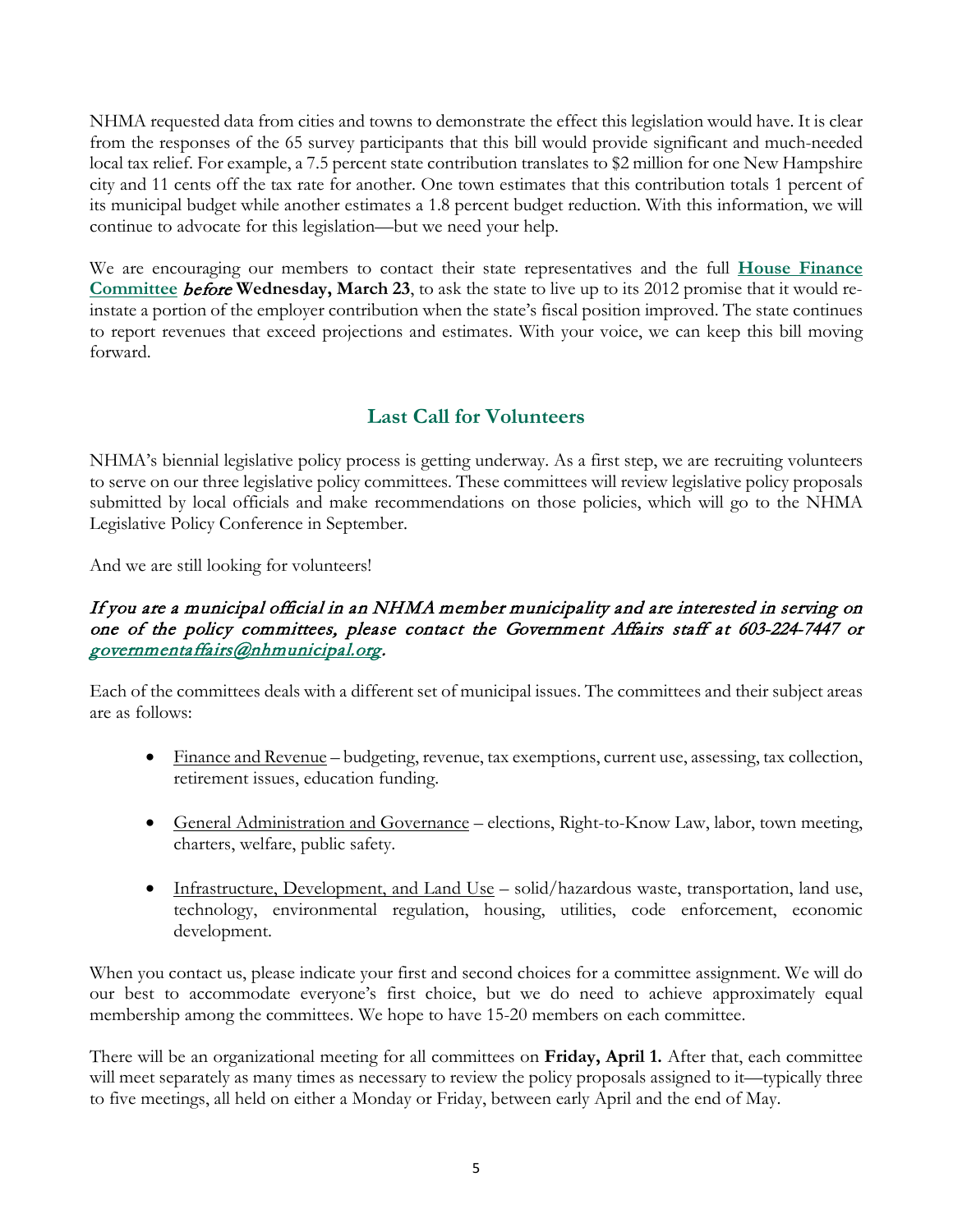NHMA requested data from cities and towns to demonstrate the effect this legislation would have. It is clear from the responses of the 65 survey participants that this bill would provide significant and much-needed local tax relief. For example, a 7.5 percent state contribution translates to $2 million for one New Hampshire city and 11 cents off the tax rate for another. One town estimates that this contribution totals 1 percent of its municipal budget while another estimates a 1.8 percent budget reduction. With this information, we will continue to advocate for this legislation—but we need your help.

We are encouraging our members to contact their state representatives and the full **House Finance Committee** *before* **Wednesday, March 23**, to ask the state to live up to its 2012 promise that it would re-instate a portion of the employer contribution when the state's fiscal position improved. The state continues to report revenues that exceed projections and estimates. With your voice, we can keep this bill moving forward.

## Last Call for Volunteers

NHMA's biennial legislative policy process is getting underway. As a first step, we are recruiting volunteers to serve on our three legislative policy committees. These committees will review legislative policy proposals submitted by local officials and make recommendations on those policies, which will go to the NHMA Legislative Policy Conference in September.

And we are still looking for volunteers!

*If you are a municipal official in an NHMA member municipality and are interested in serving on one of the policy committees, please contact the Government Affairs staff at 603-224-7447 or governmentaffairs@nhmunicipal.org.*

Each of the committees deals with a different set of municipal issues. The committees and their subject areas are as follows:

- Finance and Revenue – budgeting, revenue, tax exemptions, current use, assessing, tax collection, retirement issues, education funding.
- General Administration and Governance – elections, Right-to-Know Law, labor, town meeting, charters, welfare, public safety.
- Infrastructure, Development, and Land Use – solid/hazardous waste, transportation, land use, technology, environmental regulation, housing, utilities, code enforcement, economic development.

When you contact us, please indicate your first and second choices for a committee assignment. We will do our best to accommodate everyone's first choice, but we do need to achieve approximately equal membership among the committees. We hope to have 15-20 members on each committee.

There will be an organizational meeting for all committees on **Friday, April 1.** After that, each committee will meet separately as many times as necessary to review the policy proposals assigned to it—typically three to five meetings, all held on either a Monday or Friday, between early April and the end of May.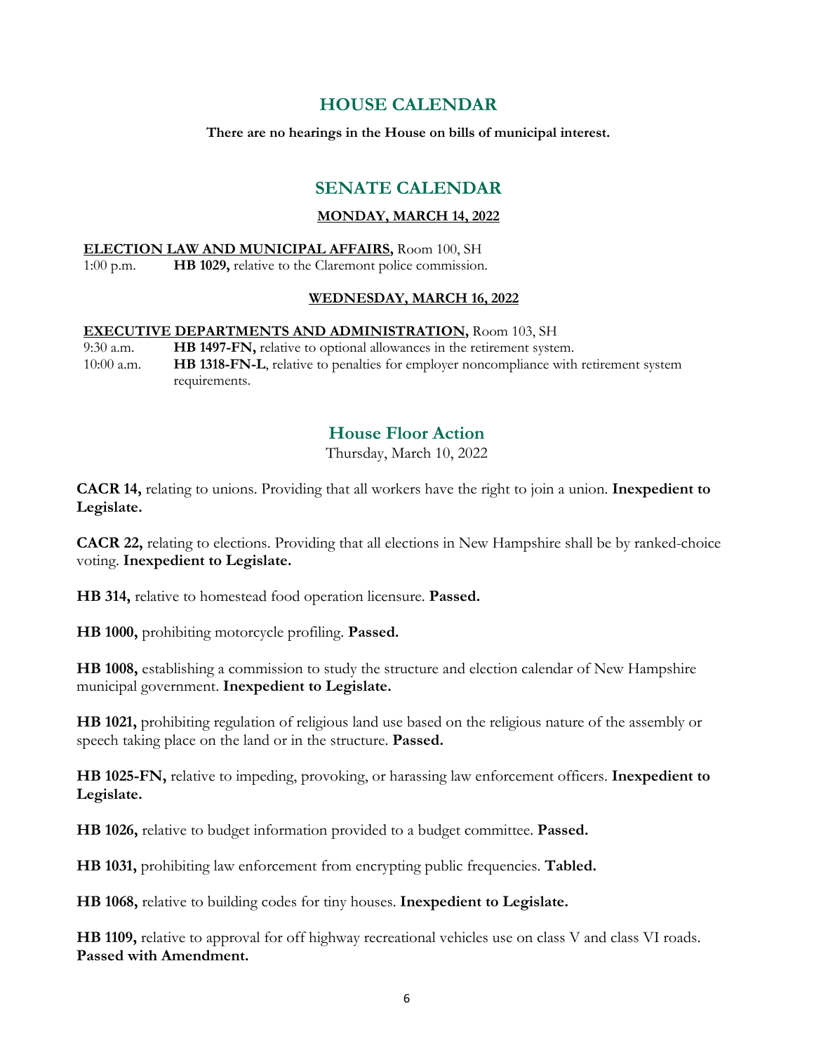## HOUSE CALENDAR

**There are no hearings in the House on bills of municipal interest.**

## SENATE CALENDAR

**MONDAY, MARCH 14, 2022**

**ELECTION LAW AND MUNICIPAL AFFAIRS,** Room 100, SH

1:00 p.m. **HB 1029,** relative to the Claremont police commission.

**WEDNESDAY, MARCH 16, 2022**

**EXECUTIVE DEPARTMENTS AND ADMINISTRATION,** Room 103, SH

9:30 a.m. **HB 1497-FN,** relative to optional allowances in the retirement system.

10:00 a.m. **HB 1318-FN-L**, relative to penalties for employer noncompliance with retirement system requirements.

## House Floor Action

Thursday, March 10, 2022

**CACR 14,** relating to unions. Providing that all workers have the right to join a union. **Inexpedient to Legislate.**

**CACR 22,** relating to elections. Providing that all elections in New Hampshire shall be by ranked-choice voting. **Inexpedient to Legislate.**

**HB 314,** relative to homestead food operation licensure. **Passed.**

**HB 1000,** prohibiting motorcycle profiling. **Passed.**

**HB 1008,** establishing a commission to study the structure and election calendar of New Hampshire municipal government. **Inexpedient to Legislate.**

**HB 1021,** prohibiting regulation of religious land use based on the religious nature of the assembly or speech taking place on the land or in the structure. **Passed.**

**HB 1025-FN,** relative to impeding, provoking, or harassing law enforcement officers. **Inexpedient to Legislate.**

**HB 1026,** relative to budget information provided to a budget committee. **Passed.**

**HB 1031,** prohibiting law enforcement from encrypting public frequencies. **Tabled.**

**HB 1068,** relative to building codes for tiny houses. **Inexpedient to Legislate.**

**HB 1109,** relative to approval for off highway recreational vehicles use on class V and class VI roads. **Passed with Amendment.**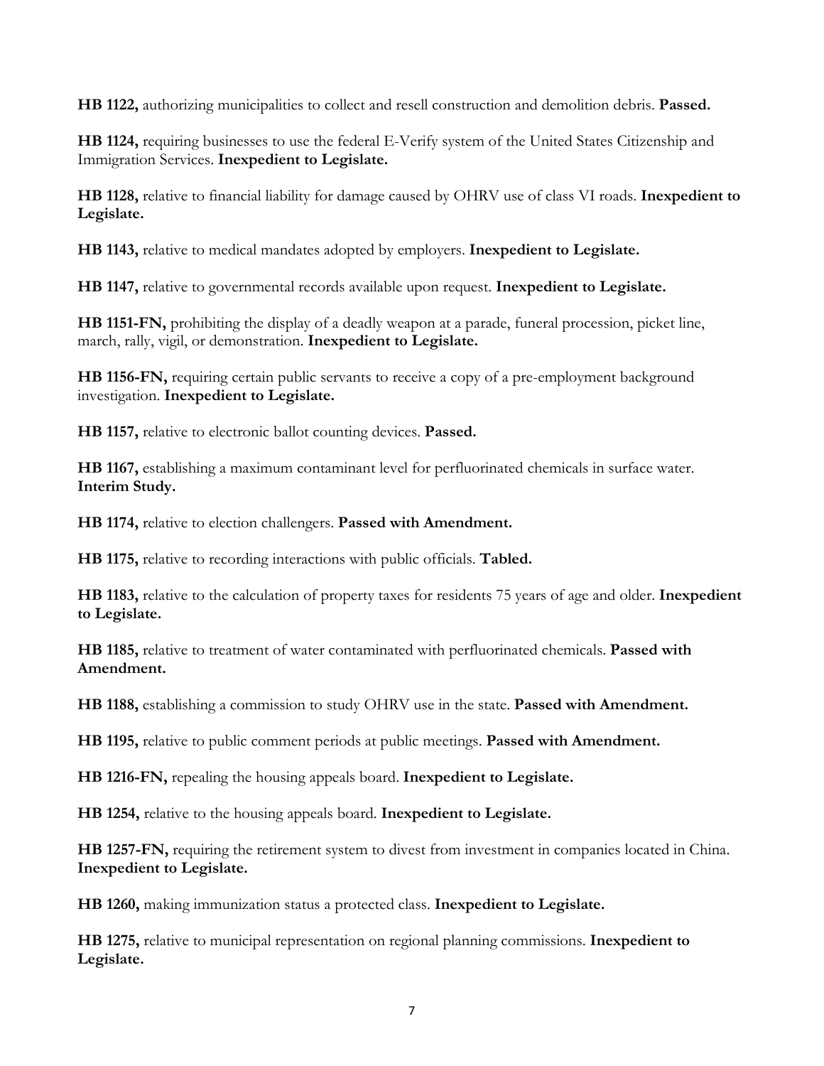**HB 1122,** authorizing municipalities to collect and resell construction and demolition debris. **Passed.**

**HB 1124,** requiring businesses to use the federal E-Verify system of the United States Citizenship and Immigration Services. **Inexpedient to Legislate.**

**HB 1128,** relative to financial liability for damage caused by OHRV use of class VI roads. **Inexpedient to Legislate.**

**HB 1143,** relative to medical mandates adopted by employers. **Inexpedient to Legislate.**

**HB 1147,** relative to governmental records available upon request. **Inexpedient to Legislate.**

**HB 1151-FN,** prohibiting the display of a deadly weapon at a parade, funeral procession, picket line, march, rally, vigil, or demonstration. **Inexpedient to Legislate.**

**HB 1156-FN,** requiring certain public servants to receive a copy of a pre-employment background investigation. **Inexpedient to Legislate.**

**HB 1157,** relative to electronic ballot counting devices. **Passed.**

**HB 1167,** establishing a maximum contaminant level for perfluorinated chemicals in surface water. **Interim Study.**

**HB 1174,** relative to election challengers. **Passed with Amendment.**

**HB 1175,** relative to recording interactions with public officials. **Tabled.**

**HB 1183,** relative to the calculation of property taxes for residents 75 years of age and older. **Inexpedient to Legislate.**

**HB 1185,** relative to treatment of water contaminated with perfluorinated chemicals. **Passed with Amendment.**

**HB 1188,** establishing a commission to study OHRV use in the state. **Passed with Amendment.**

**HB 1195,** relative to public comment periods at public meetings. **Passed with Amendment.**

**HB 1216-FN,** repealing the housing appeals board. **Inexpedient to Legislate.**

**HB 1254,** relative to the housing appeals board. **Inexpedient to Legislate.**

**HB 1257-FN,** requiring the retirement system to divest from investment in companies located in China. **Inexpedient to Legislate.**

**HB 1260,** making immunization status a protected class. **Inexpedient to Legislate.**

**HB 1275,** relative to municipal representation on regional planning commissions. **Inexpedient to Legislate.**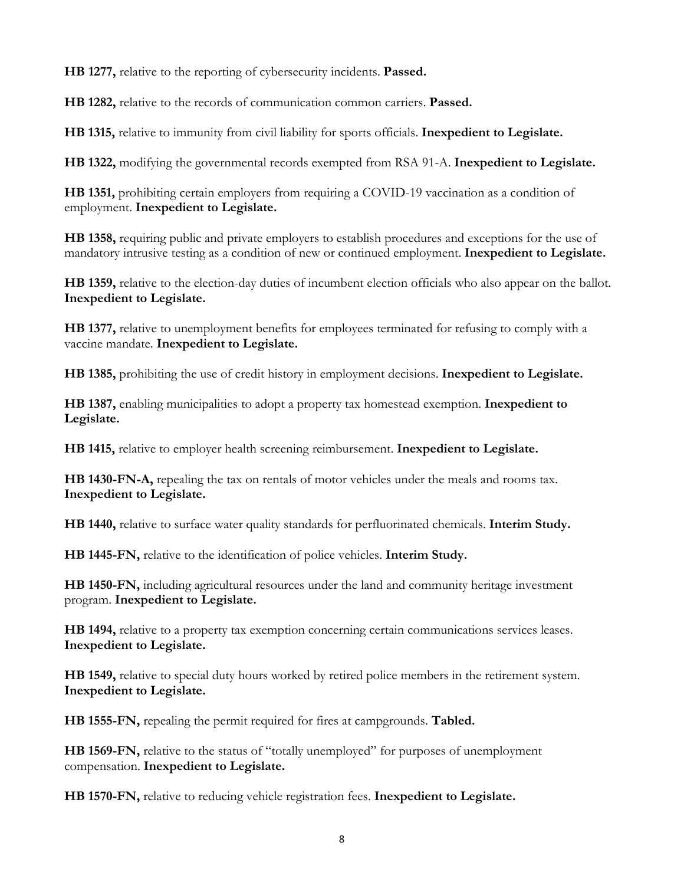**HB 1277,** relative to the reporting of cybersecurity incidents. **Passed.**

**HB 1282,** relative to the records of communication common carriers. **Passed.**

**HB 1315,** relative to immunity from civil liability for sports officials. **Inexpedient to Legislate.**

**HB 1322,** modifying the governmental records exempted from RSA 91-A. **Inexpedient to Legislate.**

**HB 1351,** prohibiting certain employers from requiring a COVID-19 vaccination as a condition of employment. **Inexpedient to Legislate.**

**HB 1358,** requiring public and private employers to establish procedures and exceptions for the use of mandatory intrusive testing as a condition of new or continued employment. **Inexpedient to Legislate.**

**HB 1359,** relative to the election-day duties of incumbent election officials who also appear on the ballot. **Inexpedient to Legislate.**

**HB 1377,** relative to unemployment benefits for employees terminated for refusing to comply with a vaccine mandate. **Inexpedient to Legislate.**

**HB 1385,** prohibiting the use of credit history in employment decisions. **Inexpedient to Legislate.**

**HB 1387,** enabling municipalities to adopt a property tax homestead exemption. **Inexpedient to Legislate.**

**HB 1415,** relative to employer health screening reimbursement. **Inexpedient to Legislate.**

**HB 1430-FN-A,** repealing the tax on rentals of motor vehicles under the meals and rooms tax. **Inexpedient to Legislate.**

**HB 1440,** relative to surface water quality standards for perfluorinated chemicals. **Interim Study.**

**HB 1445-FN,** relative to the identification of police vehicles. **Interim Study.**

**HB 1450-FN,** including agricultural resources under the land and community heritage investment program. **Inexpedient to Legislate.**

**HB 1494,** relative to a property tax exemption concerning certain communications services leases. **Inexpedient to Legislate.**

**HB 1549,** relative to special duty hours worked by retired police members in the retirement system. **Inexpedient to Legislate.**

**HB 1555-FN,** repealing the permit required for fires at campgrounds. **Tabled.**

**HB 1569-FN,** relative to the status of "totally unemployed" for purposes of unemployment compensation. **Inexpedient to Legislate.**

**HB 1570-FN,** relative to reducing vehicle registration fees. **Inexpedient to Legislate.**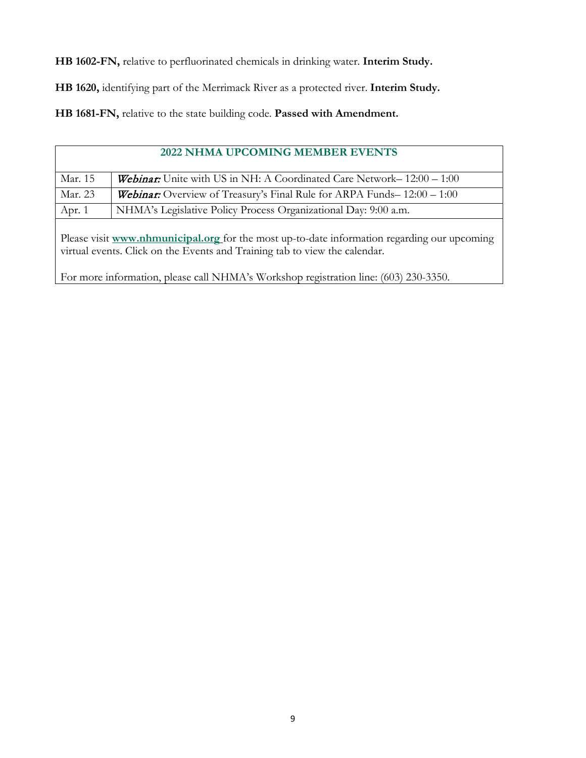**HB 1602-FN,** relative to perfluorinated chemicals in drinking water. **Interim Study.**

**HB 1620,** identifying part of the Merrimack River as a protected river. **Interim Study.**

**HB 1681-FN,** relative to the state building code. **Passed with Amendment.**

| 2022 NHMA UPCOMING MEMBER EVENTS | |
|---|---|
| Mar. 15 | ***Webinar:*** Unite with US in NH: A Coordinated Care Network– 12:00 – 1:00 |
| Mar. 23 | ***Webinar:*** Overview of Treasury's Final Rule for ARPA Funds– 12:00 – 1:00 |
| Apr. 1 | NHMA's Legislative Policy Process Organizational Day: 9:00 a.m. |

Please visit **www.nhmunicipal.org** for the most up-to-date information regarding our upcoming virtual events. Click on the Events and Training tab to view the calendar.

For more information, please call NHMA's Workshop registration line: (603) 230-3350.